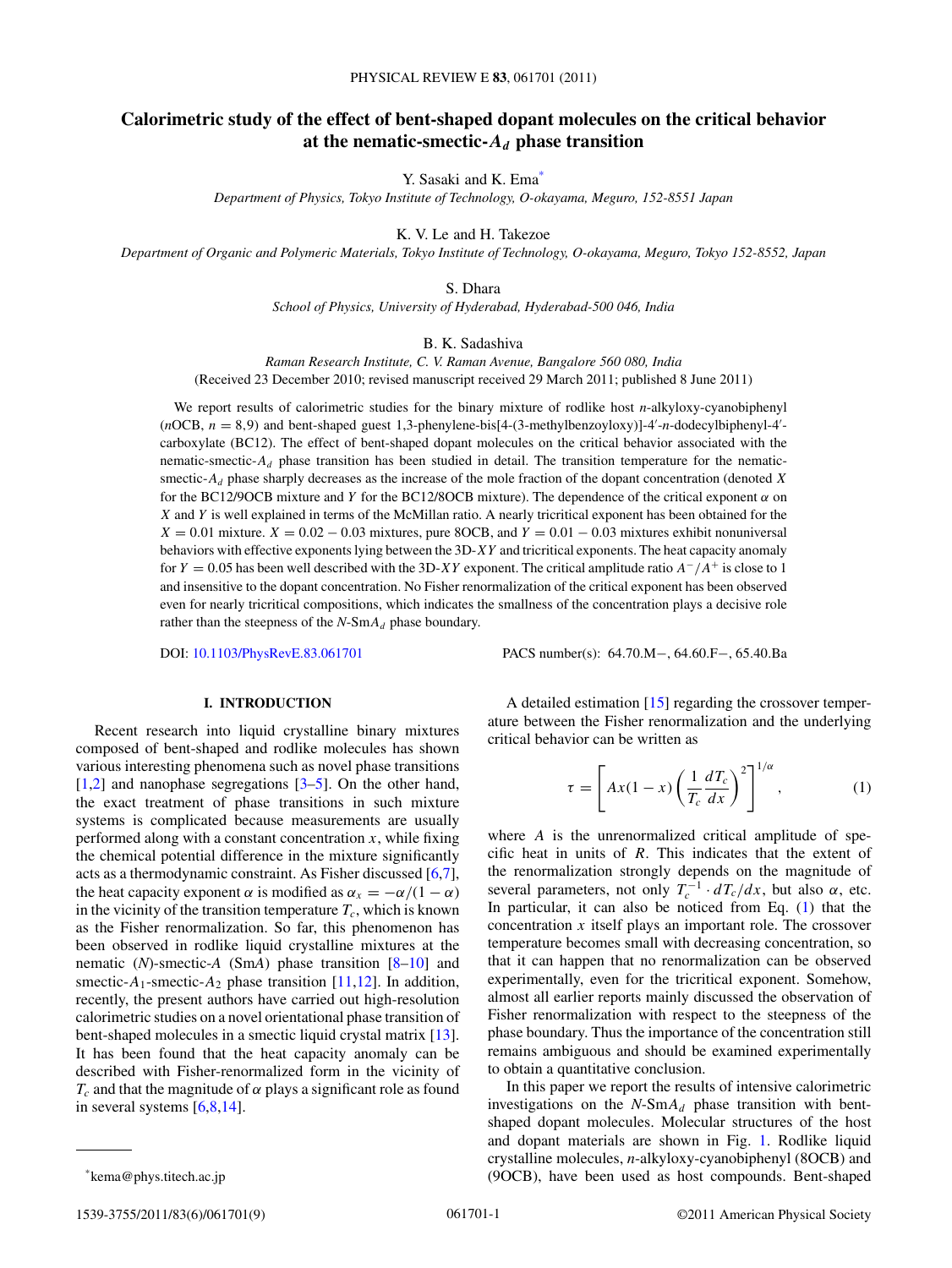# Calorimetric study of the effect of bent-shaped dopant molecules on the critical behavior at the nematic-smectic-$A_d$ phase transition

Y. Sasaki and K. Ema[*]

*Department of Physics, Tokyo Institute of Technology, O-okayama, Meguro, 152-8551 Japan*

K. V. Le and H. Takezoe

*Department of Organic and Polymeric Materials, Tokyo Institute of Technology, O-okayama, Meguro, Tokyo 152-8552, Japan*

S. Dhara

*School of Physics, University of Hyderabad, Hyderabad-500 046, India*

B. K. Sadashiva

*Raman Research Institute, C. V. Raman Avenue, Bangalore 560 080, India*

(Received 23 December 2010; revised manuscript received 29 March 2011; published 8 June 2011)

We report results of calorimetric studies for the binary mixture of rodlike host *n*-alkyloxy-cyanobiphenyl (*n*OCB, $n = 8,9$) and bent-shaped guest 1,3-phenylene-bis[4-(3-methylbenzoyloxy)]-4′-*n*-dodecylbiphenyl-4′-carboxylate (BC12). The effect of bent-shaped dopant molecules on the critical behavior associated with the nematic-smectic-$A_d$ phase transition has been studied in detail. The transition temperature for the nematic-smectic-$A_d$ phase sharply decreases as the increase of the mole fraction of the dopant concentration (denoted $X$ for the BC12/9OCB mixture and $Y$ for the BC12/8OCB mixture). The dependence of the critical exponent $\alpha$ on $X$ and $Y$ is well explained in terms of the McMillan ratio. A nearly tricritical exponent has been obtained for the $X = 0.01$ mixture. $X = 0.02 - 0.03$ mixtures, pure 8OCB, and $Y = 0.01 - 0.03$ mixtures exhibit nonuniversal behaviors with effective exponents lying between the 3D-$XY$ and tricritical exponents. The heat capacity anomaly for $Y = 0.05$ has been well described with the 3D-$XY$ exponent. The critical amplitude ratio $A^-/A^+$ is close to 1 and insensitive to the dopant concentration. No Fisher renormalization of the critical exponent has been observed even for nearly tricritical compositions, which indicates the smallness of the concentration plays a decisive role rather than the steepness of the $N$-Sm$A_d$ phase boundary.

DOI: 10.1103/PhysRevE.83.061701 PACS number(s): 64.70.M−, 64.60.F−, 65.40.Ba

## I. INTRODUCTION

Recent research into liquid crystalline binary mixtures composed of bent-shaped and rodlike molecules has shown various interesting phenomena such as novel phase transitions [1,2] and nanophase segregations [3–5]. On the other hand, the exact treatment of phase transitions in such mixture systems is complicated because measurements are usually performed along with a constant concentration $x$, while fixing the chemical potential difference in the mixture significantly acts as a thermodynamic constraint. As Fisher discussed [6,7], the heat capacity exponent $\alpha$ is modified as $\alpha_x = -\alpha/(1-\alpha)$ in the vicinity of the transition temperature $T_c$, which is known as the Fisher renormalization. So far, this phenomenon has been observed in rodlike liquid crystalline mixtures at the nematic ($N$)-smectic-$A$ (Sm$A$) phase transition [8–10] and smectic-$A_1$-smectic-$A_2$ phase transition [11,12]. In addition, recently, the present authors have carried out high-resolution calorimetric studies on a novel orientational phase transition of bent-shaped molecules in a smectic liquid crystal matrix [13]. It has been found that the heat capacity anomaly can be described with Fisher-renormalized form in the vicinity of $T_c$ and that the magnitude of $\alpha$ plays a significant role as found in several systems [6,8,14].

A detailed estimation [15] regarding the crossover temperature between the Fisher renormalization and the underlying critical behavior can be written as

$$\tau = \left[ Ax(1-x)\left(\frac{1}{T_c}\frac{dT_c}{dx}\right)^2 \right]^{1/\alpha}, \tag{1}$$

where $A$ is the unrenormalized critical amplitude of specific heat in units of $R$. This indicates that the extent of the renormalization strongly depends on the magnitude of several parameters, not only $T_c^{-1} \cdot dT_c/dx$, but also $\alpha$, etc. In particular, it can also be noticed from Eq. (1) that the concentration $x$ itself plays an important role. The crossover temperature becomes small with decreasing concentration, so that it can happen that no renormalization can be observed experimentally, even for the tricritical exponent. Somehow, almost all earlier reports mainly discussed the observation of Fisher renormalization with respect to the steepness of the phase boundary. Thus the importance of the concentration still remains ambiguous and should be examined experimentally to obtain a quantitative conclusion.

In this paper we report the results of intensive calorimetric investigations on the $N$-Sm$A_d$ phase transition with bent-shaped dopant molecules. Molecular structures of the host and dopant materials are shown in Fig. 1. Rodlike liquid crystalline molecules, *n*-alkyloxy-cyanobiphenyl (8OCB) and (9OCB), have been used as host compounds. Bent-shaped

[*] kema@phys.titech.ac.jp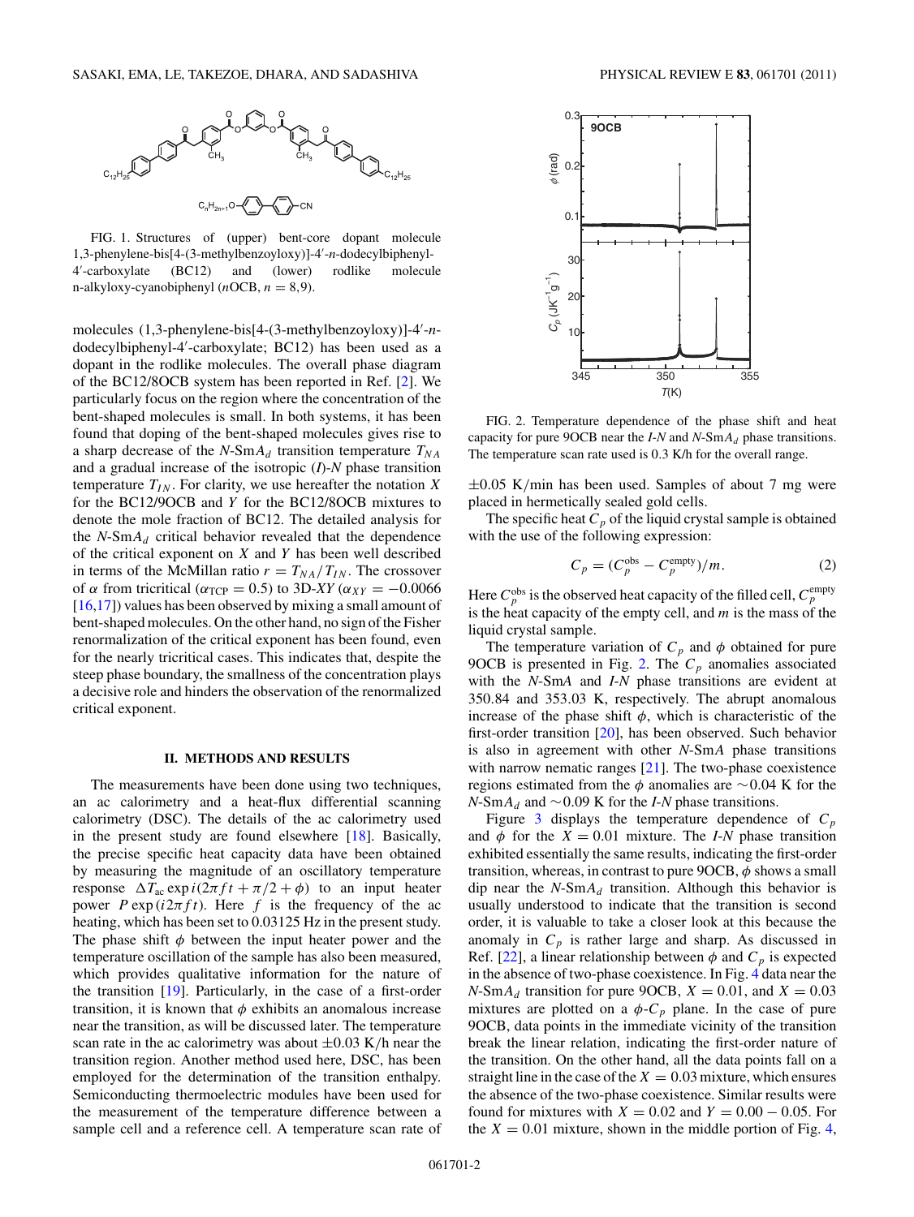FIG. 1. Structures of (upper) bent-core dopant molecule 1,3-phenylene-bis[4-(3-methylbenzoyloxy)]-4′-*n*-dodecylbiphenyl-4′-carboxylate (BC12) and (lower) rodlike molecule n-alkyloxy-cyanobiphenyl (*n*OCB, $n = 8,9$).

molecules (1,3-phenylene-bis[4-(3-methylbenzoyloxy)]-4′-*n*-dodecylbiphenyl-4′-carboxylate; BC12) has been used as a dopant in the rodlike molecules. The overall phase diagram of the BC12/8OCB system has been reported in Ref. [2]. We particularly focus on the region where the concentration of the bent-shaped molecules is small. In both systems, it has been found that doping of the bent-shaped molecules gives rise to a sharp decrease of the *N*-Sm$A_d$ transition temperature $T_{NA}$ and a gradual increase of the isotropic (*I*)-*N* phase transition temperature $T_{IN}$. For clarity, we use hereafter the notation $X$ for the BC12/9OCB and $Y$ for the BC12/8OCB mixtures to denote the mole fraction of BC12. The detailed analysis for the *N*-Sm$A_d$ critical behavior revealed that the dependence of the critical exponent on $X$ and $Y$ has been well described in terms of the McMillan ratio $r = T_{NA}/T_{IN}$. The crossover of $\alpha$ from tricritical ($\alpha_{\text{TCP}} = 0.5$) to 3D-*XY* ($\alpha_{XY} = -0.0066$ [16,17]) values has been observed by mixing a small amount of bent-shaped molecules. On the other hand, no sign of the Fisher renormalization of the critical exponent has been found, even for the nearly tricritical cases. This indicates that, despite the steep phase boundary, the smallness of the concentration plays a decisive role and hinders the observation of the renormalized critical exponent.

## II. METHODS AND RESULTS

The measurements have been done using two techniques, an ac calorimetry and a heat-flux differential scanning calorimetry (DSC). The details of the ac calorimetry used in the present study are found elsewhere [18]. Basically, the precise specific heat data have been obtained by measuring the magnitude of an oscillatory temperature response $\Delta T_{\text{ac}} \exp i(2\pi f t + \pi/2 + \phi)$ to an input heater power $P \exp(i2\pi f t)$. Here $f$ is the frequency of the ac heating, which has been set to 0.03125 Hz in the present study. The phase shift $\phi$ between the input heater power and the temperature oscillation of the sample has also been measured, which provides qualitative information for the nature of the transition [19]. Particularly, in the case of a first-order transition, it is known that $\phi$ exhibits an anomalous increase near the transition, as will be discussed later. The temperature scan rate in the ac calorimetry was about $\pm 0.03$ K/h near the transition region. Another method used here, DSC, has been employed for the determination of the transition enthalpy. Semiconducting thermoelectric modules have been used for the measurement of the temperature difference between a sample cell and a reference cell. A temperature scan rate of

FIG. 2. Temperature dependence of the phase shift and heat capacity for pure 9OCB near the *I*-*N* and *N*-Sm$A_d$ phase transitions. The temperature scan rate used is 0.3 K/h for the overall range.

$\pm 0.05$ K/min has been used. Samples of about 7 mg were placed in hermetically sealed gold cells.

The specific heat $C_p$ of the liquid crystal sample is obtained with the use of the following expression:

$$C_p = (C_p^{\text{obs}} - C_p^{\text{empty}})/m. \tag{2}$$

Here $C_p^{\text{obs}}$ is the observed heat capacity of the filled cell, $C_p^{\text{empty}}$ is the heat capacity of the empty cell, and $m$ is the mass of the liquid crystal sample.

The temperature variation of $C_p$ and $\phi$ obtained for pure 9OCB is presented in Fig. 2. The $C_p$ anomalies associated with the *N*-Sm*A* and *I*-*N* phase transitions are evident at 350.84 and 353.03 K, respectively. The abrupt anomalous increase of the phase shift $\phi$, which is characteristic of the first-order transition [20], has been observed. Such behavior is also in agreement with other *N*-Sm*A* phase transitions with narrow nematic ranges [21]. The two-phase coexistence regions estimated from the $\phi$ anomalies are $\sim$0.04 K for the *N*-Sm$A_d$ and $\sim$0.09 K for the *I*-*N* phase transitions.

Figure 3 displays the temperature dependence of $C_p$ and $\phi$ for the $X = 0.01$ mixture. The *I*-*N* phase transition exhibited essentially the same results, indicating the first-order transition, whereas, in contrast to pure 9OCB, $\phi$ shows a small dip near the *N*-Sm$A_d$ transition. Although this behavior is usually understood to indicate that the transition is second order, it is valuable to take a closer look at this because the anomaly in $C_p$ is rather large and sharp. As discussed in Ref. [22], a linear relationship between $\phi$ and $C_p$ is expected in the absence of two-phase coexistence. In Fig. 4 data near the *N*-Sm$A_d$ transition for pure 9OCB, $X = 0.01$, and $X = 0.03$ mixtures are plotted on a $\phi$-$C_p$ plane. In the case of pure 9OCB, data points in the immediate vicinity of the transition break the linear relation, indicating the first-order nature of the transition. On the other hand, all the data points fall on a straight line in the case of the $X = 0.03$ mixture, which ensures the absence of the two-phase coexistence. Similar results were found for mixtures with $X = 0.02$ and $Y = 0.00 - 0.05$. For the $X = 0.01$ mixture, shown in the middle portion of Fig. 4,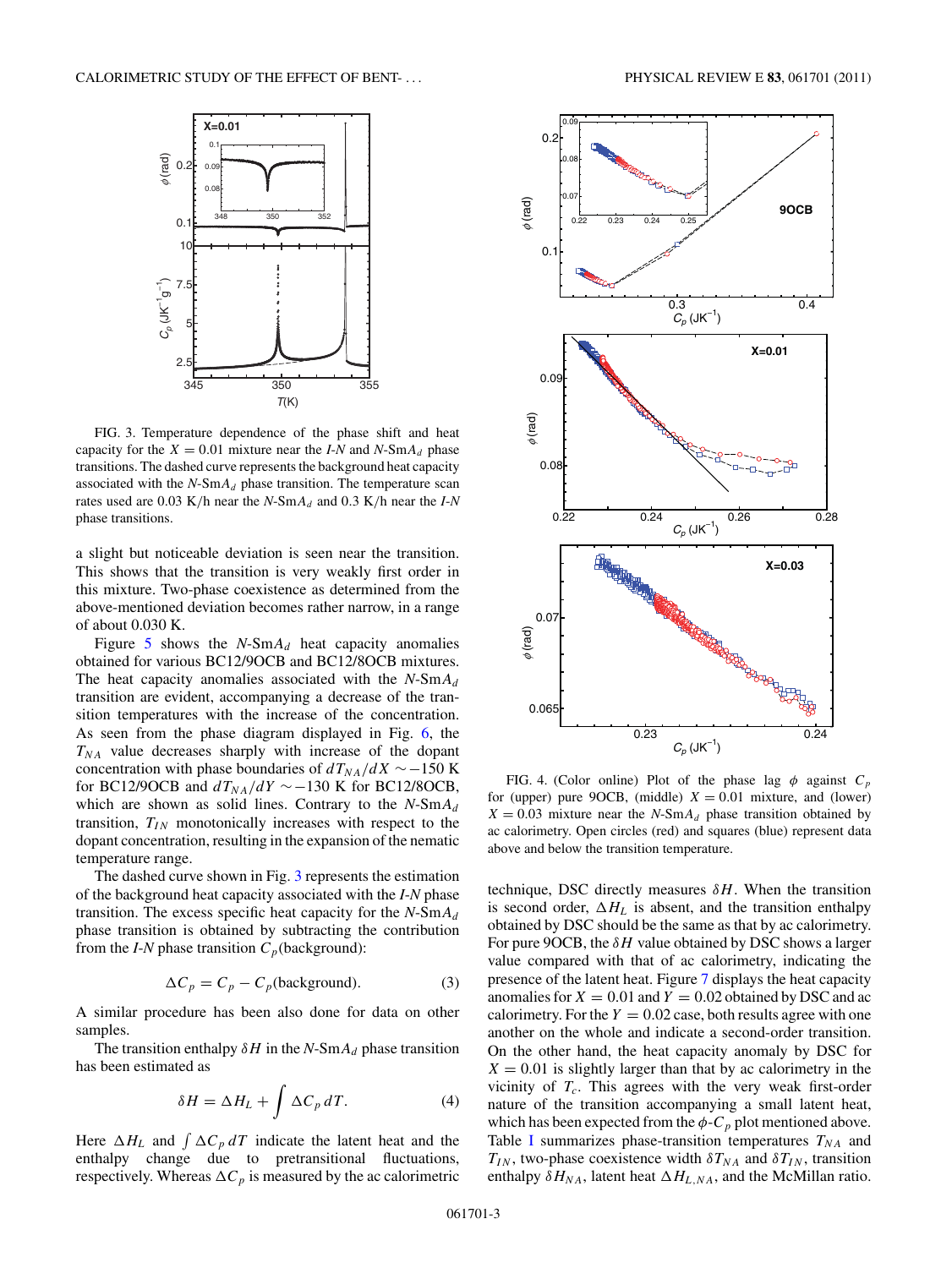FIG. 3. Temperature dependence of the phase shift and heat capacity for the $X = 0.01$ mixture near the *I-N* and *N*-Sm$A_d$ phase transitions. The dashed curve represents the background heat capacity associated with the *N*-Sm$A_d$ phase transition. The temperature scan rates used are 0.03 K/h near the *N*-Sm$A_d$ and 0.3 K/h near the *I-N* phase transitions.

a slight but noticeable deviation is seen near the transition. This shows that the transition is very weakly first order in this mixture. Two-phase coexistence as determined from the above-mentioned deviation becomes rather narrow, in a range of about 0.030 K.

Figure 5 shows the *N*-Sm$A_d$ heat capacity anomalies obtained for various BC12/9OCB and BC12/8OCB mixtures. The heat capacity anomalies associated with the *N*-Sm$A_d$ transition are evident, accompanying a decrease of the transition temperatures with the increase of the concentration. As seen from the phase diagram displayed in Fig. 6, the $T_{NA}$ value decreases sharply with increase of the dopant concentration with phase boundaries of $dT_{NA}/dX \sim -150$ K for BC12/9OCB and $dT_{NA}/dY \sim -130$ K for BC12/8OCB, which are shown as solid lines. Contrary to the *N*-Sm$A_d$ transition, $T_{IN}$ monotonically increases with respect to the dopant concentration, resulting in the expansion of the nematic temperature range.

The dashed curve shown in Fig. 3 represents the estimation of the background heat capacity associated with the *I-N* phase transition. The excess specific heat capacity for the *N*-Sm$A_d$ phase transition is obtained by subtracting the contribution from the *I-N* phase transition $C_p$(background):

$$\Delta C_p = C_p - C_p(\text{background}). \tag{3}$$

A similar procedure has been also done for data on other samples.

The transition enthalpy $\delta H$ in the *N*-Sm$A_d$ phase transition has been estimated as

$$\delta H = \Delta H_L + \int \Delta C_p \, dT. \tag{4}$$

Here $\Delta H_L$ and $\int \Delta C_p \, dT$ indicate the latent heat and the enthalpy change due to pretransitional fluctuations, respectively. Whereas $\Delta C_p$ is measured by the ac calorimetric technique, DSC directly measures $\delta H$. When the transition is second order, $\Delta H_L$ is absent, and the transition enthalpy obtained by DSC should be the same as that by ac calorimetry. For pure 9OCB, the $\delta H$ value obtained by DSC shows a larger value compared with that of ac calorimetry, indicating the presence of the latent heat. Figure 7 displays the heat capacity anomalies for $X = 0.01$ and $Y = 0.02$ obtained by DSC and ac calorimetry. For the $Y = 0.02$ case, both results agree with one another on the whole and indicate a second-order transition. On the other hand, the heat capacity anomaly by DSC for $X = 0.01$ is slightly larger than that by ac calorimetry in the vicinity of $T_c$. This agrees with the very weak first-order nature of the transition accompanying a small latent heat, which has been expected from the $\phi$-$C_p$ plot mentioned above. Table I summarizes phase-transition temperatures $T_{NA}$ and $T_{IN}$, two-phase coexistence width $\delta T_{NA}$ and $\delta T_{IN}$, transition enthalpy $\delta H_{NA}$, latent heat $\Delta H_{L,NA}$, and the McMillan ratio.

FIG. 4. (Color online) Plot of the phase lag $\phi$ against $C_p$ for (upper) pure 9OCB, (middle) $X = 0.01$ mixture, and (lower) $X = 0.03$ mixture near the *N*-Sm$A_d$ phase transition obtained by ac calorimetry. Open circles (red) and squares (blue) represent data above and below the transition temperature.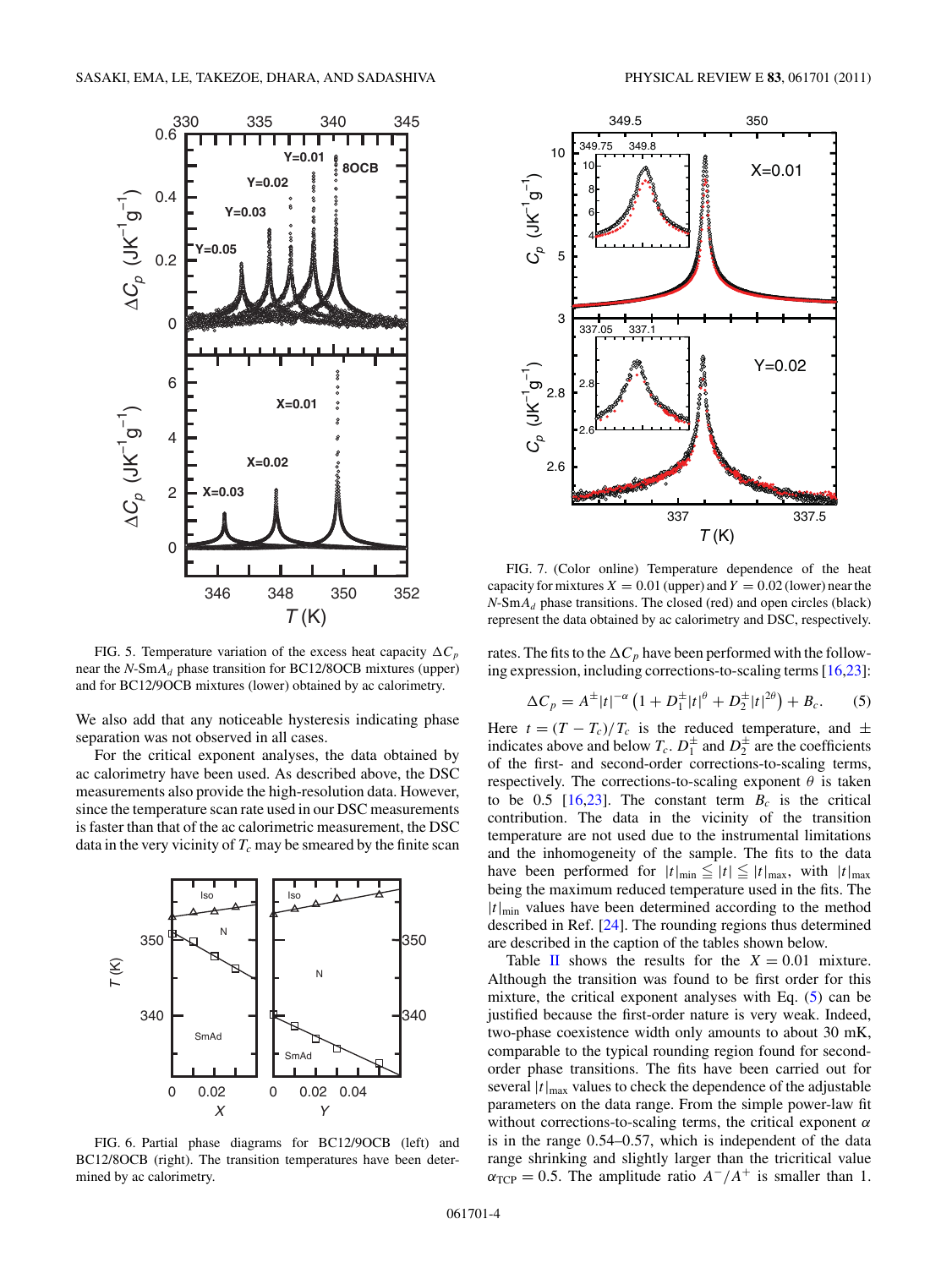FIG. 5. Temperature variation of the excess heat capacity $\Delta C_p$ near the $N$-Sm$A_d$ phase transition for BC12/8OCB mixtures (upper) and for BC12/9OCB mixtures (lower) obtained by ac calorimetry.

We also add that any noticeable hysteresis indicating phase separation was not observed in all cases.

For the critical exponent analyses, the data obtained by ac calorimetry have been used. As described above, the DSC measurements also provide the high-resolution data. However, since the temperature scan rate used in our DSC measurements is faster than that of the ac calorimetric measurement, the DSC data in the very vicinity of $T_c$ may be smeared by the finite scan rates. The fits to the $\Delta C_p$ have been performed with the following expression, including corrections-to-scaling terms [16,23]:

$$\Delta C_p = A^{\pm}|t|^{-\alpha}\left(1 + D_1^{\pm}|t|^{\theta} + D_2^{\pm}|t|^{2\theta}\right) + B_c. \quad (5)$$

Here $t = (T - T_c)/T_c$ is the reduced temperature, and $\pm$ indicates above and below $T_c$. $D_1^{\pm}$ and $D_2^{\pm}$ are the coefficients of the first- and second-order corrections-to-scaling terms, respectively. The corrections-to-scaling exponent $\theta$ is taken to be 0.5 [16,23]. The constant term $B_c$ is the critical contribution. The data in the vicinity of the transition temperature are not used due to the instrumental limitations and the inhomogeneity of the sample. The fits to the data have been performed for $|t|_{\min} \leqq |t| \leqq |t|_{\max}$, with $|t|_{\max}$ being the maximum reduced temperature used in the fits. The $|t|_{\min}$ values have been determined according to the method described in Ref. [24]. The rounding regions thus determined are described in the caption of the tables shown below.

Table II shows the results for the $X = 0.01$ mixture. Although the transition was found to be first order for this mixture, the critical exponent analyses with Eq. (5) can be justified because the first-order nature is very weak. Indeed, two-phase coexistence width only amounts to about 30 mK, comparable to the typical rounding region found for second-order phase transitions. The fits have been carried out for several $|t|_{\max}$ values to check the dependence of the adjustable parameters on the data range. From the simple power-law fit without corrections-to-scaling terms, the critical exponent $\alpha$ is in the range 0.54–0.57, which is independent of the data range shrinking and slightly larger than the tricritical value $\alpha_{\mathrm{TCP}} = 0.5$. The amplitude ratio $A^-/A^+$ is smaller than 1.

FIG. 6. Partial phase diagrams for BC12/9OCB (left) and BC12/8OCB (right). The transition temperatures have been determined by ac calorimetry.

FIG. 7. (Color online) Temperature dependence of the heat capacity for mixtures $X = 0.01$ (upper) and $Y = 0.02$ (lower) near the $N$-Sm$A_d$ phase transitions. The closed (red) and open circles (black) represent the data obtained by ac calorimetry and DSC, respectively.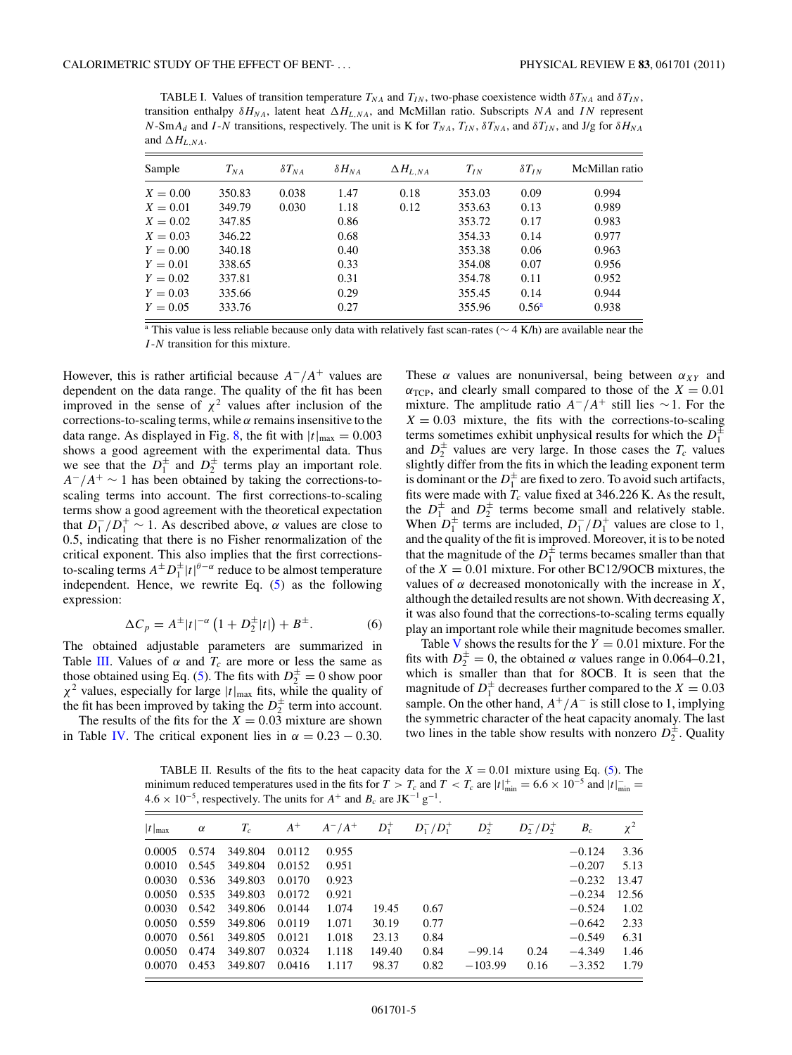TABLE I. Values of transition temperature $T_{NA}$ and $T_{IN}$, two-phase coexistence width $\delta T_{NA}$ and $\delta T_{IN}$, transition enthalpy $\delta H_{NA}$, latent heat $\Delta H_{L,NA}$, and McMillan ratio. Subscripts $NA$ and $IN$ represent $N$-Sm$A_d$ and $I$-$N$ transitions, respectively. The unit is K for $T_{NA}$, $T_{IN}$, $\delta T_{NA}$, and $\delta T_{IN}$, and J/g for $\delta H_{NA}$ and $\Delta H_{L,NA}$.

| Sample | $T_{NA}$ | $\delta T_{NA}$ | $\delta H_{NA}$ | $\Delta H_{L,NA}$ | $T_{IN}$ | $\delta T_{IN}$ | McMillan ratio |
|---|---|---|---|---|---|---|---|
| $X = 0.00$ | 350.83 | 0.038 | 1.47 | 0.18 | 353.03 | 0.09 | 0.994 |
| $X = 0.01$ | 349.79 | 0.030 | 1.18 | 0.12 | 353.63 | 0.13 | 0.989 |
| $X = 0.02$ | 347.85 | | 0.86 | | 353.72 | 0.17 | 0.983 |
| $X = 0.03$ | 346.22 | | 0.68 | | 354.33 | 0.14 | 0.977 |
| $Y = 0.00$ | 340.18 | | 0.40 | | 353.38 | 0.06 | 0.963 |
| $Y = 0.01$ | 338.65 | | 0.33 | | 354.08 | 0.07 | 0.956 |
| $Y = 0.02$ | 337.81 | | 0.31 | | 354.78 | 0.11 | 0.952 |
| $Y = 0.03$ | 335.66 | | 0.29 | | 355.45 | 0.14 | 0.944 |
| $Y = 0.05$ | 333.76 | | 0.27 | | 355.96 | 0.56[a] | 0.938 |

[a] This value is less reliable because only data with relatively fast scan-rates (~ 4 K/h) are available near the $I$-$N$ transition for this mixture.

However, this is rather artificial because $A^-/A^+$ values are dependent on the data range. The quality of the fit has been improved in the sense of $\chi^2$ values after inclusion of the corrections-to-scaling terms, while $\alpha$ remains insensitive to the data range. As displayed in Fig. 8, the fit with $|t|_{\max} = 0.003$ shows a good agreement with the experimental data. Thus we see that the $D_1^{\pm}$ and $D_2^{\pm}$ terms play an important role. $A^-/A^+ \sim 1$ has been obtained by taking the corrections-to-scaling terms into account. The first corrections-to-scaling terms show a good agreement with the theoretical expectation that $D_1^-/D_1^+ \sim 1$. As described above, $\alpha$ values are close to 0.5, indicating that there is no Fisher renormalization of the critical exponent. This also implies that the first corrections-to-scaling terms $A^{\pm}D_1^{\pm}|t|^{\theta-\alpha}$ reduce to be almost temperature independent. Hence, we rewrite Eq. (5) as the following expression:

$$\Delta C_p = A^{\pm}|t|^{-\alpha}\left(1 + D_2^{\pm}|t|\right) + B^{\pm}. \tag{6}$$

The obtained adjustable parameters are summarized in Table III. Values of $\alpha$ and $T_c$ are more or less the same as those obtained using Eq. (5). The fits with $D_2^{\pm} = 0$ show poor $\chi^2$ values, especially for large $|t|_{\max}$ fits, while the quality of the fit has been improved by taking the $D_2^{\pm}$ term into account.

The results of the fits for the $X = 0.03$ mixture are shown in Table IV. The critical exponent lies in $\alpha = 0.23 - 0.30$. These $\alpha$ values are nonuniversal, being between $\alpha_{XY}$ and $\alpha_{\text{TCP}}$, and clearly small compared to those of the $X = 0.01$ mixture. The amplitude ratio $A^-/A^+$ still lies $\sim 1$. For the $X = 0.03$ mixture, the fits with the corrections-to-scaling terms sometimes exhibit unphysical results for which the $D_1^{\pm}$ and $D_2^{\pm}$ values are very large. In those cases the $T_c$ values slightly differ from the fits in which the leading exponent term is dominant or the $D_1^{\pm}$ are fixed to zero. To avoid such artifacts, fits were made with $T_c$ value fixed at 346.226 K. As the result, the $D_1^{\pm}$ and $D_2^{\pm}$ terms become small and relatively stable. When $D_1^{\pm}$ terms are included, $D_1^-/D_1^+$ values are close to 1, and the quality of the fit is improved. Moreover, it is to be noted that the magnitude of the $D_1^{\pm}$ terms becames smaller than that of the $X = 0.01$ mixture. For other BC12/9OCB mixtures, the values of $\alpha$ decreased monotonically with the increase in $X$, although the detailed results are not shown. With decreasing $X$, it was also found that the corrections-to-scaling terms equally play an important role while their magnitude becomes smaller.

Table V shows the results for the $Y = 0.01$ mixture. For the fits with $D_2^{\pm} = 0$, the obtained $\alpha$ values range in 0.064–0.21, which is smaller than that for 8OCB. It is seen that the magnitude of $D_1^{\pm}$ decreases further compared to the $X = 0.03$ sample. On the other hand, $A^+/A^-$ is still close to 1, implying the symmetric character of the heat capacity anomaly. The last two lines in the table show results with nonzero $D_2^{\pm}$. Quality

TABLE II. Results of the fits to the heat capacity data for the $X = 0.01$ mixture using Eq. (5). The minimum reduced temperatures used in the fits for $T > T_c$ and $T < T_c$ are $|t|^+_{\min} = 6.6 \times 10^{-5}$ and $|t|^-_{\min} = 4.6 \times 10^{-5}$, respectively. The units for $A^+$ and $B_c$ are JK$^{-1}$ g$^{-1}$.

| $\|t\|_{\max}$ | $\alpha$ | $T_c$ | $A^+$ | $A^-/A^+$ | $D_1^+$ | $D_1^-/D_1^+$ | $D_2^+$ | $D_2^-/D_2^+$ | $B_c$ | $\chi^2$ |
|---|---|---|---|---|---|---|---|---|---|---|
| 0.0005 | 0.574 | 349.804 | 0.0112 | 0.955 | | | | | −0.124 | 3.36 |
| 0.0010 | 0.545 | 349.804 | 0.0152 | 0.951 | | | | | −0.207 | 5.13 |
| 0.0030 | 0.536 | 349.803 | 0.0170 | 0.923 | | | | | −0.232 | 13.47 |
| 0.0050 | 0.535 | 349.803 | 0.0172 | 0.921 | | | | | −0.234 | 12.56 |
| 0.0030 | 0.542 | 349.806 | 0.0144 | 1.074 | 19.45 | 0.67 | | | −0.524 | 1.02 |
| 0.0050 | 0.559 | 349.806 | 0.0119 | 1.071 | 30.19 | 0.77 | | | −0.642 | 2.33 |
| 0.0070 | 0.561 | 349.805 | 0.0121 | 1.018 | 23.13 | 0.84 | | | −0.549 | 6.31 |
| 0.0050 | 0.474 | 349.807 | 0.0324 | 1.118 | 149.40 | 0.84 | −99.14 | 0.24 | −4.349 | 1.46 |
| 0.0070 | 0.453 | 349.807 | 0.0416 | 1.117 | 98.37 | 0.82 | −103.99 | 0.16 | −3.352 | 1.79 |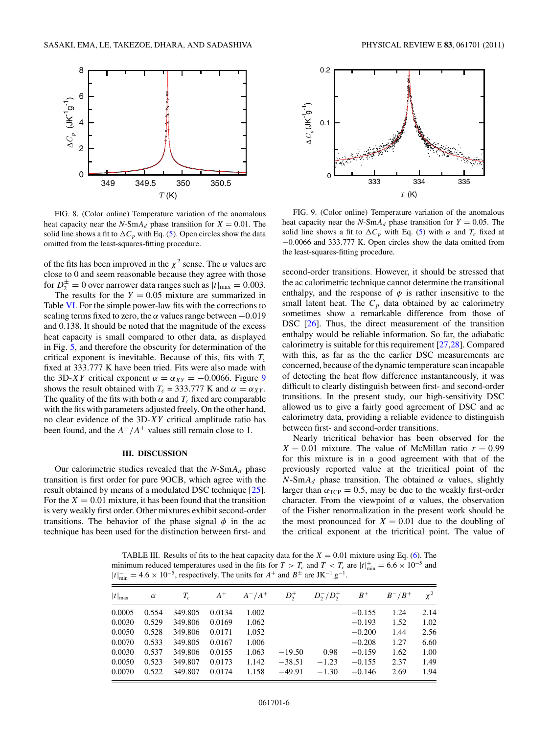FIG. 8. (Color online) Temperature variation of the anomalous heat capacity near the $N$-Sm$A_d$ phase transition for $X = 0.01$. The solid line shows a fit to $\Delta C_p$ with Eq. (5). Open circles show the data omitted from the least-squares-fitting procedure.

FIG. 9. (Color online) Temperature variation of the anomalous heat capacity near the $N$-Sm$A_d$ phase transition for $Y = 0.05$. The solid line shows a fit to $\Delta C_p$ with Eq. (5) with $\alpha$ and $T_c$ fixed at $-0.0066$ and 333.777 K. Open circles show the data omitted from the least-squares-fitting procedure.

of the fits has been improved in the $\chi^2$ sense. The $\alpha$ values are close to 0 and seem reasonable because they agree with those for $D_2^{\pm} = 0$ over narrower data ranges such as $|t|_{\max} = 0.003$.

The results for the $Y = 0.05$ mixture are summarized in Table VI. For the simple power-law fits with the corrections to scaling terms fixed to zero, the $\alpha$ values range between $-0.019$ and 0.138. It should be noted that the magnitude of the excess heat capacity is small compared to other data, as displayed in Fig. 5, and therefore the obscurity for determination of the critical exponent is inevitable. Because of this, fits with $T_c$ fixed at 333.777 K have been tried. Fits were also made with the 3D-$XY$ critical exponent $\alpha = \alpha_{XY} = -0.0066$. Figure 9 shows the result obtained with $T_c = 333.777$ K and $\alpha = \alpha_{XY}$. The quality of the fits with both $\alpha$ and $T_c$ fixed are comparable with the fits with parameters adjusted freely. On the other hand, no clear evidence of the 3D-$XY$ critical amplitude ratio has been found, and the $A^-/A^+$ values still remain close to 1.

## III. DISCUSSION

Our calorimetric studies revealed that the $N$-Sm$A_d$ phase transition is first order for pure 9OCB, which agree with the result obtained by means of a modulated DSC technique [25]. For the $X = 0.01$ mixture, it has been found that the transition is very weakly first order. Other mixtures exhibit second-order transitions. The behavior of the phase signal $\phi$ in the ac technique has been used for the distinction between first- and second-order transitions. However, it should be stressed that the ac calorimetric technique cannot determine the transitional enthalpy, and the response of $\phi$ is rather insensitive to the small latent heat. The $C_p$ data obtained by ac calorimetry sometimes show a remarkable difference from those of DSC [26]. Thus, the direct measurement of the transition enthalpy would be reliable information. So far, the adiabatic calorimetry is suitable for this requirement [27,28]. Compared with this, as far as the the earlier DSC measurements are concerned, because of the dynamic temperature scan incapable of detecting the heat flow difference instantaneously, it was difficult to clearly distinguish between first- and second-order transitions. In the present study, our high-sensitivity DSC allowed us to give a fairly good agreement of DSC and ac calorimetry data, providing a reliable evidence to distinguish between first- and second-order transitions.

Nearly tricritical behavior has been observed for the $X = 0.01$ mixture. The value of McMillan ratio $r = 0.99$ for this mixture is in a good agreement with that of the previously reported value at the tricritical point of the $N$-Sm$A_d$ phase transition. The obtained $\alpha$ values, slightly larger than $\alpha_{\mathrm{TCP}} = 0.5$, may be due to the weakly first-order character. From the viewpoint of $\alpha$ values, the observation of the Fisher renormalization in the present work should be the most pronounced for $X = 0.01$ due to the doubling of the critical exponent at the tricritical point. The value of

TABLE III. Results of fits to the heat capacity data for the $X = 0.01$ mixture using Eq. (6). The minimum reduced temperatures used in the fits for $T > T_c$ and $T < T_c$ are $|t|^{+}_{\min} = 6.6 \times 10^{-5}$ and $|t|^{-}_{\min} = 4.6 \times 10^{-5}$, respectively. The units for $A^+$ and $B^{\pm}$ are JK$^{-1}$ g$^{-1}$.

| $\lvert t\rvert_{\max}$ | $\alpha$ | $T_c$ | $A^+$ | $A^-/A^+$ | $D_2^+$ | $D_2^-/D_2^+$ | $B^+$ | $B^-/B^+$ | $\chi^2$ |
|---|---|---|---|---|---|---|---|---|---|
| 0.0005 | 0.554 | 349.805 | 0.0134 | 1.002 | | | −0.155 | 1.24 | 2.14 |
| 0.0030 | 0.529 | 349.806 | 0.0169 | 1.062 | | | −0.193 | 1.52 | 1.02 |
| 0.0050 | 0.528 | 349.806 | 0.0171 | 1.052 | | | −0.200 | 1.44 | 2.56 |
| 0.0070 | 0.533 | 349.805 | 0.0167 | 1.006 | | | −0.208 | 1.27 | 6.60 |
| 0.0030 | 0.537 | 349.806 | 0.0155 | 1.063 | −19.50 | 0.98 | −0.159 | 1.62 | 1.00 |
| 0.0050 | 0.523 | 349.807 | 0.0173 | 1.142 | −38.51 | −1.23 | −0.155 | 2.37 | 1.49 |
| 0.0070 | 0.522 | 349.807 | 0.0174 | 1.158 | −49.91 | −1.30 | −0.146 | 2.69 | 1.94 |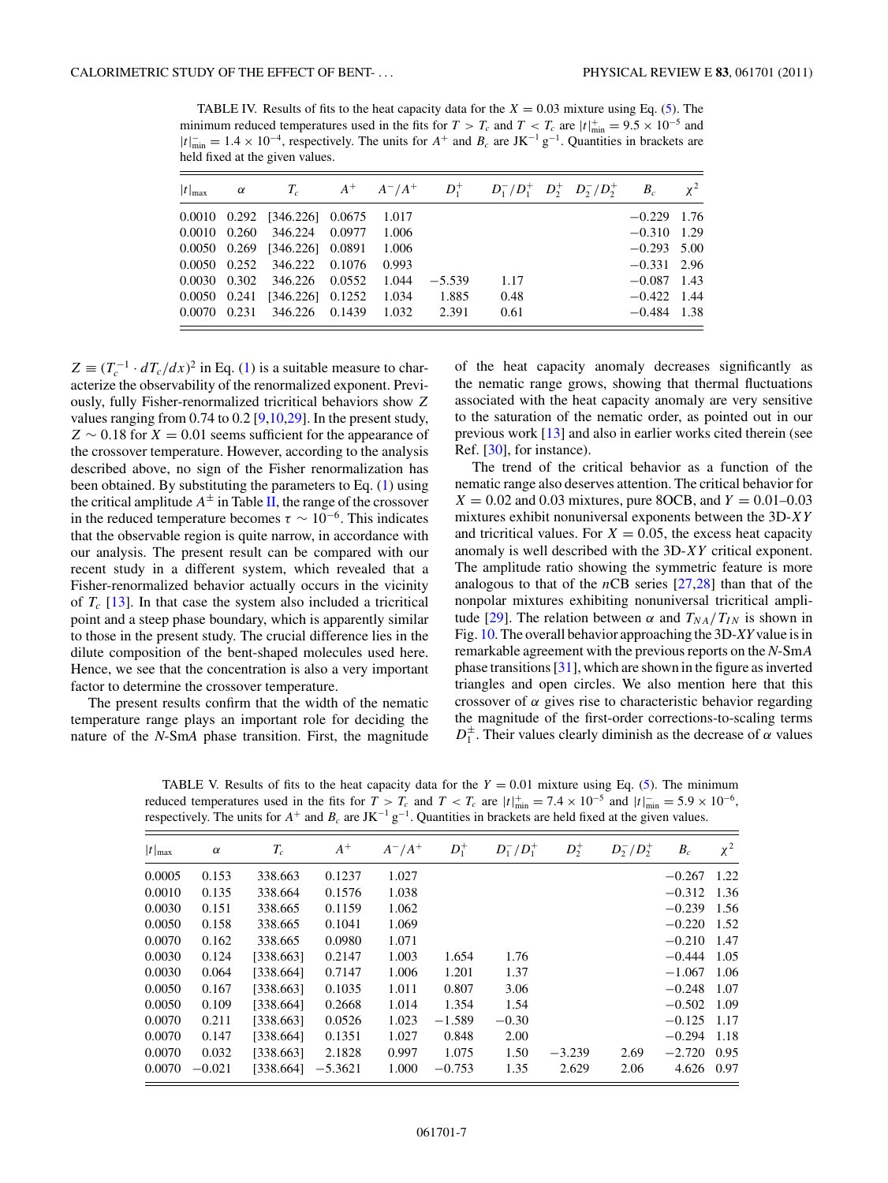TABLE IV. Results of fits to the heat capacity data for the $X = 0.03$ mixture using Eq. (5). The minimum reduced temperatures used in the fits for $T > T_c$ and $T < T_c$ are $|t|^+_{\min} = 9.5 \times 10^{-5}$ and $|t|^-_{\min} = 1.4 \times 10^{-4}$, respectively. The units for $A^+$ and $B_c$ are $\mathrm{JK^{-1}\,g^{-1}}$. Quantities in brackets are held fixed at the given values.

| $\|t\|_{\max}$ | $\alpha$ | $T_c$ | $A^+$ | $A^-/A^+$ | $D_1^+$ | $D_1^-/D_1^+$ | $D_2^+$ | $D_2^-/D_2^+$ | $B_c$ | $\chi^2$ |
|---|---|---|---|---|---|---|---|---|---|---|
| 0.0010 | 0.292 | [346.226] | 0.0675 | 1.017 | | | | | −0.229 | 1.76 |
| 0.0010 | 0.260 | 346.224 | 0.0977 | 1.006 | | | | | −0.310 | 1.29 |
| 0.0050 | 0.269 | [346.226] | 0.0891 | 1.006 | | | | | −0.293 | 5.00 |
| 0.0050 | 0.252 | 346.222 | 0.1076 | 0.993 | | | | | −0.331 | 2.96 |
| 0.0030 | 0.302 | 346.226 | 0.0552 | 1.044 | −5.539 | 1.17 | | | −0.087 | 1.43 |
| 0.0050 | 0.241 | [346.226] | 0.1252 | 1.034 | 1.885 | 0.48 | | | −0.422 | 1.44 |
| 0.0070 | 0.231 | 346.226 | 0.1439 | 1.032 | 2.391 | 0.61 | | | −0.484 | 1.38 |

$Z \equiv (T_c^{-1} \cdot dT_c/dx)^2$ in Eq. (1) is a suitable measure to characterize the observability of the renormalized exponent. Previously, fully Fisher-renormalized tricritical behaviors show $Z$ values ranging from 0.74 to 0.2 [9,10,29]. In the present study, $Z \sim 0.18$ for $X = 0.01$ seems sufficient for the appearance of the crossover temperature. However, according to the analysis described above, no sign of the Fisher renormalization has been obtained. By substituting the parameters to Eq. (1) using the critical amplitude $A^{\pm}$ in Table II, the range of the crossover in the reduced temperature becomes $\tau \sim 10^{-6}$. This indicates that the observable region is quite narrow, in accordance with our analysis. The present result can be compared with our recent study in a different system, which revealed that a Fisher-renormalized behavior actually occurs in the vicinity of $T_c$ [13]. In that case the system also included a tricritical point and a steep phase boundary, which is apparently similar to those in the present study. The crucial difference lies in the dilute composition of the bent-shaped molecules used here. Hence, we see that the concentration is also a very important factor to determine the crossover temperature.

The present results confirm that the width of the nematic temperature range plays an important role for deciding the nature of the *N*-Sm*A* phase transition. First, the magnitude of the heat capacity anomaly decreases significantly as the nematic range grows, showing that thermal fluctuations associated with the heat capacity anomaly are very sensitive to the saturation of the nematic order, as pointed out in our previous work [13] and also in earlier works cited therein (see Ref. [30], for instance).

The trend of the critical behavior as a function of the nematic range also deserves attention. The critical behavior for $X = 0.02$ and 0.03 mixtures, pure 8OCB, and $Y = 0.01$–0.03 mixtures exhibit nonuniversal exponents between the 3D-*XY* and tricritical values. For $X = 0.05$, the excess heat capacity anomaly is well described with the 3D-*XY* critical exponent. The amplitude ratio showing the symmetric feature is more analogous to that of the *n*CB series [27,28] than that of the nonpolar mixtures exhibiting nonuniversal tricritical amplitude [29]. The relation between $\alpha$ and $T_{NA}/T_{IN}$ is shown in Fig. 10. The overall behavior approaching the 3D-*XY* value is in remarkable agreement with the previous reports on the *N*-Sm*A* phase transitions [31], which are shown in the figure as inverted triangles and open circles. We also mention here that this crossover of $\alpha$ gives rise to characteristic behavior regarding the magnitude of the first-order corrections-to-scaling terms $D_1^{\pm}$. Their values clearly diminish as the decrease of $\alpha$ values

TABLE V. Results of fits to the heat capacity data for the $Y = 0.01$ mixture using Eq. (5). The minimum reduced temperatures used in the fits for $T > T_c$ and $T < T_c$ are $|t|^+_{\min} = 7.4 \times 10^{-5}$ and $|t|^-_{\min} = 5.9 \times 10^{-6}$, respectively. The units for $A^+$ and $B_c$ are $\mathrm{JK^{-1}\,g^{-1}}$. Quantities in brackets are held fixed at the given values.

| $\|t\|_{\max}$ | $\alpha$ | $T_c$ | $A^+$ | $A^-/A^+$ | $D_1^+$ | $D_1^-/D_1^+$ | $D_2^+$ | $D_2^-/D_2^+$ | $B_c$ | $\chi^2$ |
|---|---|---|---|---|---|---|---|---|---|---|
| 0.0005 | 0.153 | 338.663 | 0.1237 | 1.027 | | | | | −0.267 | 1.22 |
| 0.0010 | 0.135 | 338.664 | 0.1576 | 1.038 | | | | | −0.312 | 1.36 |
| 0.0030 | 0.151 | 338.665 | 0.1159 | 1.062 | | | | | −0.239 | 1.56 |
| 0.0050 | 0.158 | 338.665 | 0.1041 | 1.069 | | | | | −0.220 | 1.52 |
| 0.0070 | 0.162 | 338.665 | 0.0980 | 1.071 | | | | | −0.210 | 1.47 |
| 0.0030 | 0.124 | [338.663] | 0.2147 | 1.003 | 1.654 | 1.76 | | | −0.444 | 1.05 |
| 0.0030 | 0.064 | [338.664] | 0.7147 | 1.006 | 1.201 | 1.37 | | | −1.067 | 1.06 |
| 0.0050 | 0.167 | [338.663] | 0.1035 | 1.011 | 0.807 | 3.06 | | | −0.248 | 1.07 |
| 0.0050 | 0.109 | [338.664] | 0.2668 | 1.014 | 1.354 | 1.54 | | | −0.502 | 1.09 |
| 0.0070 | 0.211 | [338.663] | 0.0526 | 1.023 | −1.589 | −0.30 | | | −0.125 | 1.17 |
| 0.0070 | 0.147 | [338.664] | 0.1351 | 1.027 | 0.848 | 2.00 | | | −0.294 | 1.18 |
| 0.0070 | 0.032 | [338.663] | 2.1828 | 0.997 | 1.075 | 1.50 | −3.239 | 2.69 | −2.720 | 0.95 |
| 0.0070 | −0.021 | [338.664] | −5.3621 | 1.000 | −0.753 | 1.35 | 2.629 | 2.06 | 4.626 | 0.97 |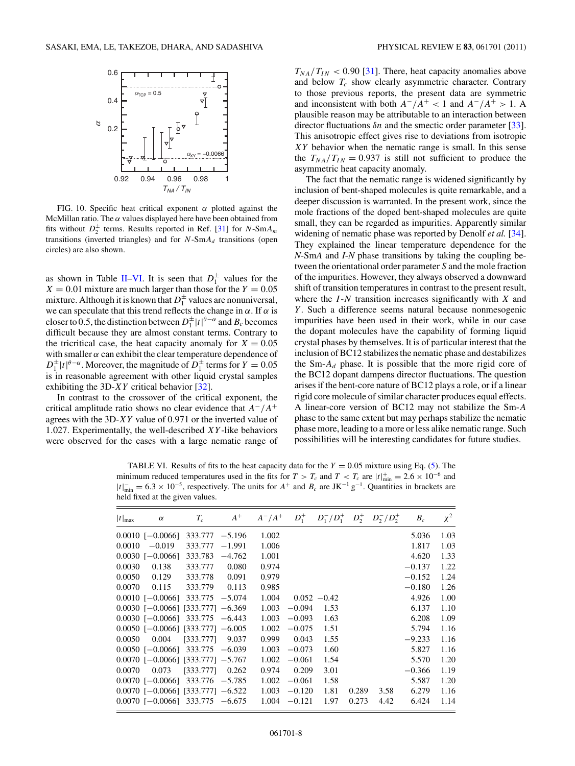FIG. 10. Specific heat critical exponent $\alpha$ plotted against the McMillan ratio. The $\alpha$ values displayed here have been obtained from fits without $D_2^{\pm}$ terms. Results reported in Ref. [31] for $N$-Sm$A_m$ transitions (inverted triangles) and for $N$-Sm$A_d$ transitions (open circles) are also shown.

as shown in Table II–VI. It is seen that $D_1^{\pm}$ values for the $X = 0.01$ mixture are much larger than those for the $Y = 0.05$ mixture. Although it is known that $D_1^{\pm}$ values are nonuniversal, we can speculate that this trend reflects the change in $\alpha$. If $\alpha$ is closer to 0.5, the distinction between $D_1^{\pm}|t|^{\theta-\alpha}$ and $B_c$ becomes difficult because they are almost constant terms. Contrary to the tricritical case, the heat capacity anomaly for $X = 0.05$ with smaller $\alpha$ can exhibit the clear temperature dependence of $D_1^{\pm}|t|^{\theta-\alpha}$. Moreover, the magnitude of $D_1^{\pm}$ terms for $Y = 0.05$ is in reasonable agreement with other liquid crystal samples exhibiting the 3D-$XY$ critical behavior [32].

In contrast to the crossover of the critical exponent, the critical amplitude ratio shows no clear evidence that $A^-/A^+$ agrees with the 3D-$XY$ value of 0.971 or the inverted value of 1.027. Experimentally, the well-described $XY$-like behaviors were observed for the cases with a large nematic range of $T_{NA}/T_{IN} < 0.90$ [31]. There, heat capacity anomalies above and below $T_c$ show clearly asymmetric character. Contrary to those previous reports, the present data are symmetric and inconsistent with both $A^-/A^+ < 1$ and $A^-/A^+ > 1$. A plausible reason may be attributable to an interaction between director fluctuations $\delta n$ and the smectic order parameter [33]. This anisotropic effect gives rise to deviations from isotropic $XY$ behavior when the nematic range is small. In this sense the $T_{NA}/T_{IN} = 0.937$ is still not sufficient to produce the asymmetric heat capacity anomaly.

The fact that the nematic range is widened significantly by inclusion of bent-shaped molecules is quite remarkable, and a deeper discussion is warranted. In the present work, since the mole fractions of the doped bent-shaped molecules are quite small, they can be regarded as impurities. Apparently similar widening of nematic phase was reported by Denolf *et al.* [34]. They explained the linear temperature dependence for the $N$-Sm$A$ and $I$-$N$ phase transitions by taking the coupling between the orientational order parameter $S$ and the mole fraction of the impurities. However, they always observed a downward shift of transition temperatures in contrast to the present result, where the $I$-$N$ transition increases significantly with $X$ and $Y$. Such a difference seems natural because nonmesogenic impurities have been used in their work, while in our case the dopant molecules have the capability of forming liquid crystal phases by themselves. It is of particular interest that the inclusion of BC12 stabilizes the nematic phase and destabilizes the Sm-$A_d$ phase. It is possible that the more rigid core of the BC12 dopant dampens director fluctuations. The question arises if the bent-core nature of BC12 plays a role, or if a linear rigid core molecule of similar character produces equal effects. A linear-core version of BC12 may not stabilize the Sm-$A$ phase to the same extent but may perhaps stabilize the nematic phase more, leading to a more or less alike nematic range. Such possibilities will be interesting candidates for future studies.

TABLE VI. Results of fits to the heat capacity data for the $Y = 0.05$ mixture using Eq. (5). The minimum reduced temperatures used in the fits for $T > T_c$ and $T < T_c$ are $|t|^+_{\min} = 2.6 \times 10^{-6}$ and $|t|^-_{\min} = 6.3 \times 10^{-5}$, respectively. The units for $A^+$ and $B_c$ are JK$^{-1}$ g$^{-1}$. Quantities in brackets are held fixed at the given values.

| $\|t\|_{\max}$ | $\alpha$ | $T_c$ | $A^+$ | $A^-/A^+$ | $D_1^+$ | $D_1^-/D_1^+$ | $D_2^+$ | $D_2^-/D_2^+$ | $B_c$ | $\chi^2$ |
|---|---|---|---|---|---|---|---|---|---|---|
| 0.0010 | [−0.0066] | 333.777 | −5.196 | 1.002 | | | | | 5.036 | 1.03 |
| 0.0010 | −0.019 | 333.777 | −1.991 | 1.006 | | | | | 1.817 | 1.03 |
| 0.0030 | [−0.0066] | 333.783 | −4.762 | 1.001 | | | | | 4.620 | 1.33 |
| 0.0030 | 0.138 | 333.777 | 0.080 | 0.974 | | | | | −0.137 | 1.22 |
| 0.0050 | 0.129 | 333.778 | 0.091 | 0.979 | | | | | −0.152 | 1.24 |
| 0.0070 | 0.115 | 333.779 | 0.113 | 0.985 | | | | | −0.180 | 1.26 |
| 0.0010 | [−0.0066] | 333.775 | −5.074 | 1.004 | 0.052 | −0.42 | | | 4.926 | 1.00 |
| 0.0030 | [−0.0066] | [333.777] | −6.369 | 1.003 | −0.094 | 1.53 | | | 6.137 | 1.10 |
| 0.0030 | [−0.0066] | 333.775 | −6.443 | 1.003 | −0.093 | 1.63 | | | 6.208 | 1.09 |
| 0.0050 | [−0.0066] | [333.777] | −6.005 | 1.002 | −0.075 | 1.51 | | | 5.794 | 1.16 |
| 0.0050 | 0.004 | [333.777] | 9.037 | 0.999 | 0.043 | 1.55 | | | −9.233 | 1.16 |
| 0.0050 | [−0.0066] | 333.775 | −6.039 | 1.003 | −0.073 | 1.60 | | | 5.827 | 1.16 |
| 0.0070 | [−0.0066] | [333.777] | −5.767 | 1.002 | −0.061 | 1.54 | | | 5.570 | 1.20 |
| 0.0070 | 0.073 | [333.777] | 0.262 | 0.974 | 0.209 | 3.01 | | | −0.366 | 1.19 |
| 0.0070 | [−0.0066] | 333.776 | −5.785 | 1.002 | −0.061 | 1.58 | | | 5.587 | 1.20 |
| 0.0070 | [−0.0066] | [333.777] | −6.522 | 1.003 | −0.120 | 1.81 | 0.289 | 3.58 | 6.279 | 1.16 |
| 0.0070 | [−0.0066] | 333.775 | −6.675 | 1.004 | −0.121 | 1.97 | 0.273 | 4.42 | 6.424 | 1.14 |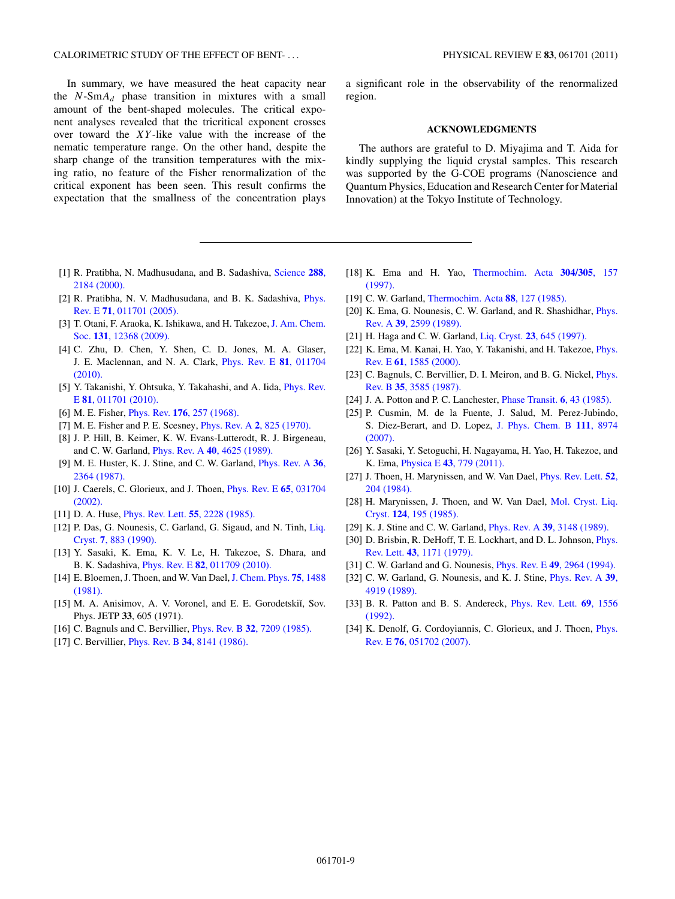In summary, we have measured the heat capacity near the $N$-Sm$A_d$ phase transition in mixtures with a small amount of the bent-shaped molecules. The critical exponent analyses revealed that the tricritical exponent crosses over toward the $XY$-like value with the increase of the nematic temperature range. On the other hand, despite the sharp change of the transition temperatures with the mixing ratio, no feature of the Fisher renormalization of the critical exponent has been seen. This result confirms the expectation that the smallness of the concentration plays a significant role in the observability of the renormalized region.

## ACKNOWLEDGMENTS

The authors are grateful to D. Miyajima and T. Aida for kindly supplying the liquid crystal samples. This research was supported by the G-COE programs (Nanoscience and Quantum Physics, Education and Research Center for Material Innovation) at the Tokyo Institute of Technology.

---

[1] R. Pratibha, N. Madhusudana, and B. Sadashiva, Science **288**, 2184 (2000).

[2] R. Pratibha, N. V. Madhusudana, and B. K. Sadashiva, Phys. Rev. E **71**, 011701 (2005).

[3] T. Otani, F. Araoka, K. Ishikawa, and H. Takezoe, J. Am. Chem. Soc. **131**, 12368 (2009).

[4] C. Zhu, D. Chen, Y. Shen, C. D. Jones, M. A. Glaser, J. E. Maclennan, and N. A. Clark, Phys. Rev. E **81**, 011704 (2010).

[5] Y. Takanishi, Y. Ohtsuka, Y. Takahashi, and A. Iida, Phys. Rev. E **81**, 011701 (2010).

[6] M. E. Fisher, Phys. Rev. **176**, 257 (1968).

[7] M. E. Fisher and P. E. Scesney, Phys. Rev. A **2**, 825 (1970).

[8] J. P. Hill, B. Keimer, K. W. Evans-Lutterodt, R. J. Birgeneau, and C. W. Garland, Phys. Rev. A **40**, 4625 (1989).

[9] M. E. Huster, K. J. Stine, and C. W. Garland, Phys. Rev. A **36**, 2364 (1987).

[10] J. Caerels, C. Glorieux, and J. Thoen, Phys. Rev. E **65**, 031704 (2002).

[11] D. A. Huse, Phys. Rev. Lett. **55**, 2228 (1985).

[12] P. Das, G. Nounesis, C. Garland, G. Sigaud, and N. Tinh, Liq. Cryst. **7**, 883 (1990).

[13] Y. Sasaki, K. Ema, K. V. Le, H. Takezoe, S. Dhara, and B. K. Sadashiva, Phys. Rev. E **82**, 011709 (2010).

[14] E. Bloemen, J. Thoen, and W. Van Dael, J. Chem. Phys. **75**, 1488 (1981).

[15] M. A. Anisimov, A. V. Voronel, and E. E. Gorodetskiĭ, Sov. Phys. JETP **33**, 605 (1971).

[16] C. Bagnuls and C. Bervillier, Phys. Rev. B **32**, 7209 (1985).

[17] C. Bervillier, Phys. Rev. B **34**, 8141 (1986).

[18] K. Ema and H. Yao, Thermochim. Acta **304/305**, 157 (1997).

[19] C. W. Garland, Thermochim. Acta **88**, 127 (1985).

[20] K. Ema, G. Nounesis, C. W. Garland, and R. Shashidhar, Phys. Rev. A **39**, 2599 (1989).

[21] H. Haga and C. W. Garland, Liq. Cryst. **23**, 645 (1997).

[22] K. Ema, M. Kanai, H. Yao, Y. Takanishi, and H. Takezoe, Phys. Rev. E **61**, 1585 (2000).

[23] C. Bagnuls, C. Bervillier, D. I. Meiron, and B. G. Nickel, Phys. Rev. B **35**, 3585 (1987).

[24] J. A. Potton and P. C. Lanchester, Phase Transit. **6**, 43 (1985).

[25] P. Cusmin, M. de la Fuente, J. Salud, M. Perez-Jubindo, S. Diez-Berart, and D. Lopez, J. Phys. Chem. B **111**, 8974 (2007).

[26] Y. Sasaki, Y. Setoguchi, H. Nagayama, H. Yao, H. Takezoe, and K. Ema, Physica E **43**, 779 (2011).

[27] J. Thoen, H. Marynissen, and W. Van Dael, Phys. Rev. Lett. **52**, 204 (1984).

[28] H. Marynissen, J. Thoen, and W. Van Dael, Mol. Cryst. Liq. Cryst. **124**, 195 (1985).

[29] K. J. Stine and C. W. Garland, Phys. Rev. A **39**, 3148 (1989).

[30] D. Brisbin, R. DeHoff, T. E. Lockhart, and D. L. Johnson, Phys. Rev. Lett. **43**, 1171 (1979).

[31] C. W. Garland and G. Nounesis, Phys. Rev. E **49**, 2964 (1994).

[32] C. W. Garland, G. Nounesis, and K. J. Stine, Phys. Rev. A **39**, 4919 (1989).

[33] B. R. Patton and B. S. Andereck, Phys. Rev. Lett. **69**, 1556 (1992).

[34] K. Denolf, G. Cordoyiannis, C. Glorieux, and J. Thoen, Phys. Rev. E **76**, 051702 (2007).